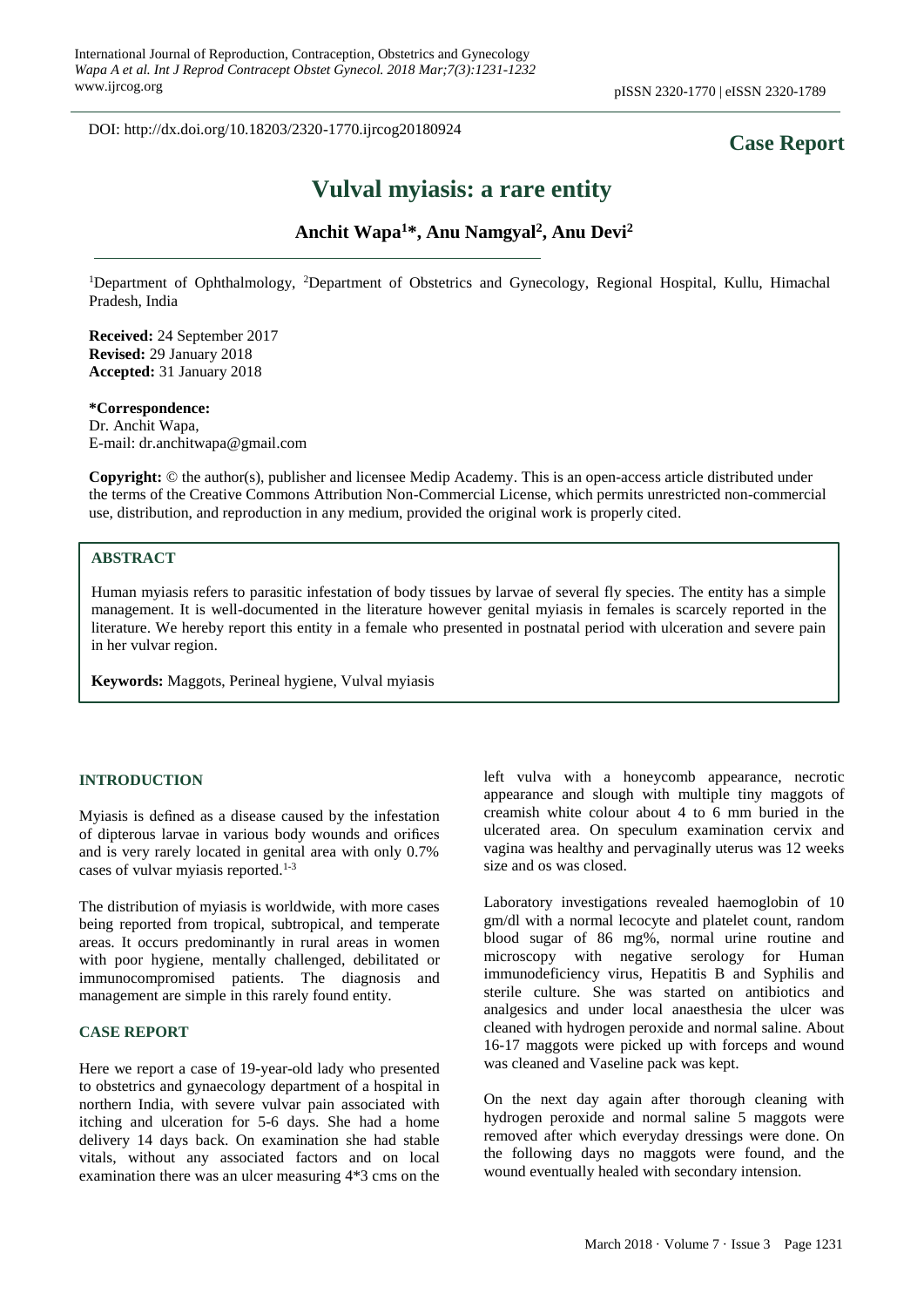DOI: http://dx.doi.org/10.18203/2320-1770.ijrcog20180924

**Case Report**

# Vulval myiasis: a rare entity

**Anchit Wapa[1]*, Anu Namgyal[2], Anu Devi[2]**

[1]Department of Ophthalmology, [2]Department of Obstetrics and Gynecology, Regional Hospital, Kullu, Himachal Pradesh, India

**Received:** 24 September 2017
**Revised:** 29 January 2018
**Accepted:** 31 January 2018

**\*Correspondence:**
Dr. Anchit Wapa,
E-mail: dr.anchitwapa@gmail.com

**Copyright:** © the author(s), publisher and licensee Medip Academy. This is an open-access article distributed under the terms of the Creative Commons Attribution Non-Commercial License, which permits unrestricted non-commercial use, distribution, and reproduction in any medium, provided the original work is properly cited.

## ABSTRACT

Human myiasis refers to parasitic infestation of body tissues by larvae of several fly species. The entity has a simple management. It is well-documented in the literature however genital myiasis in females is scarcely reported in the literature. We hereby report this entity in a female who presented in postnatal period with ulceration and severe pain in her vulvar region.

**Keywords:** Maggots, Perineal hygiene, Vulval myiasis

## INTRODUCTION

Myiasis is defined as a disease caused by the infestation of dipterous larvae in various body wounds and orifices and is very rarely located in genital area with only 0.7% cases of vulvar myiasis reported.[1-3]

The distribution of myiasis is worldwide, with more cases being reported from tropical, subtropical, and temperate areas. It occurs predominantly in rural areas in women with poor hygiene, mentally challenged, debilitated or immunocompromised patients. The diagnosis and management are simple in this rarely found entity.

## CASE REPORT

Here we report a case of 19-year-old lady who presented to obstetrics and gynaecology department of a hospital in northern India, with severe vulvar pain associated with itching and ulceration for 5-6 days. She had a home delivery 14 days back. On examination she had stable vitals, without any associated factors and on local examination there was an ulcer measuring 4*3 cms on the left vulva with a honeycomb appearance, necrotic appearance and slough with multiple tiny maggots of creamish white colour about 4 to 6 mm buried in the ulcerated area. On speculum examination cervix and vagina was healthy and pervaginally uterus was 12 weeks size and os was closed.

Laboratory investigations revealed haemoglobin of 10 gm/dl with a normal lecocyte and platelet count, random blood sugar of 86 mg%, normal urine routine and microscopy with negative serology for Human immunodeficiency virus, Hepatitis B and Syphilis and sterile culture. She was started on antibiotics and analgesics and under local anaesthesia the ulcer was cleaned with hydrogen peroxide and normal saline. About 16-17 maggots were picked up with forceps and wound was cleaned and Vaseline pack was kept.

On the next day again after thorough cleaning with hydrogen peroxide and normal saline 5 maggots were removed after which everyday dressings were done. On the following days no maggots were found, and the wound eventually healed with secondary intension.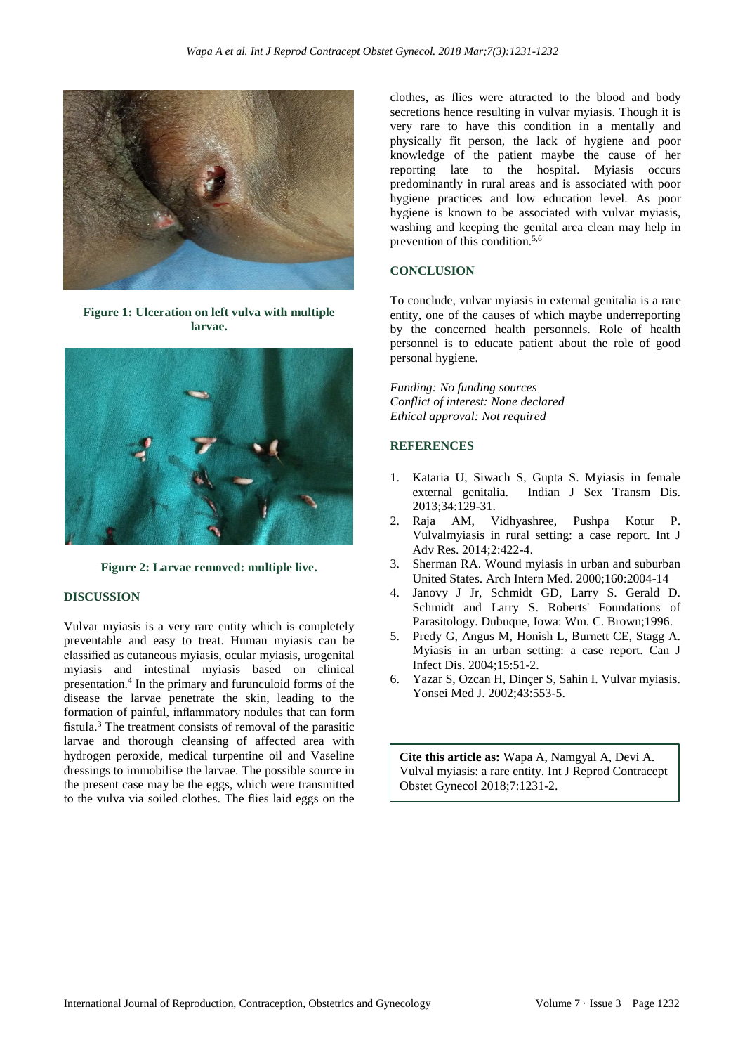Figure 1: Ulceration on left vulva with multiple larvae.

Figure 2: Larvae removed: multiple live.

## DISCUSSION

Vulvar myiasis is a very rare entity which is completely preventable and easy to treat. Human myiasis can be classified as cutaneous myiasis, ocular myiasis, urogenital myiasis and intestinal myiasis based on clinical presentation.[4] In the primary and furunculoid forms of the disease the larvae penetrate the skin, leading to the formation of painful, inflammatory nodules that can form fistula.[3] The treatment consists of removal of the parasitic larvae and thorough cleansing of affected area with hydrogen peroxide, medical turpentine oil and Vaseline dressings to immobilise the larvae. The possible source in the present case may be the eggs, which were transmitted to the vulva via soiled clothes. The flies laid eggs on the clothes, as flies were attracted to the blood and body secretions hence resulting in vulvar myiasis. Though it is very rare to have this condition in a mentally and physically fit person, the lack of hygiene and poor knowledge of the patient maybe the cause of her reporting late to the hospital. Myiasis occurs predominantly in rural areas and is associated with poor hygiene practices and low education level. As poor hygiene is known to be associated with vulvar myiasis, washing and keeping the genital area clean may help in prevention of this condition.[5,6]

## CONCLUSION

To conclude, vulvar myiasis in external genitalia is a rare entity, one of the causes of which maybe underreporting by the concerned health personnels. Role of health personnel is to educate patient about the role of good personal hygiene.

*Funding: No funding sources*
*Conflict of interest: None declared*
*Ethical approval: Not required*

## REFERENCES

1. Kataria U, Siwach S, Gupta S. Myiasis in female external genitalia. Indian J Sex Transm Dis. 2013;34:129-31.
2. Raja AM, Vidhyashree, Pushpa Kotur P. Vulvalmyiasis in rural setting: a case report. Int J Adv Res. 2014;2:422-4.
3. Sherman RA. Wound myiasis in urban and suburban United States. Arch Intern Med. 2000;160:2004-14
4. Janovy J Jr, Schmidt GD, Larry S. Gerald D. Schmidt and Larry S. Roberts' Foundations of Parasitology. Dubuque, Iowa: Wm. C. Brown;1996.
5. Predy G, Angus M, Honish L, Burnett CE, Stagg A. Myiasis in an urban setting: a case report. Can J Infect Dis. 2004;15:51-2.
6. Yazar S, Ozcan H, Dinçer S, Sahin I. Vulvar myiasis. Yonsei Med J. 2002;43:553-5.

**Cite this article as:** Wapa A, Namgyal A, Devi A. Vulval myiasis: a rare entity. Int J Reprod Contracept Obstet Gynecol 2018;7:1231-2.